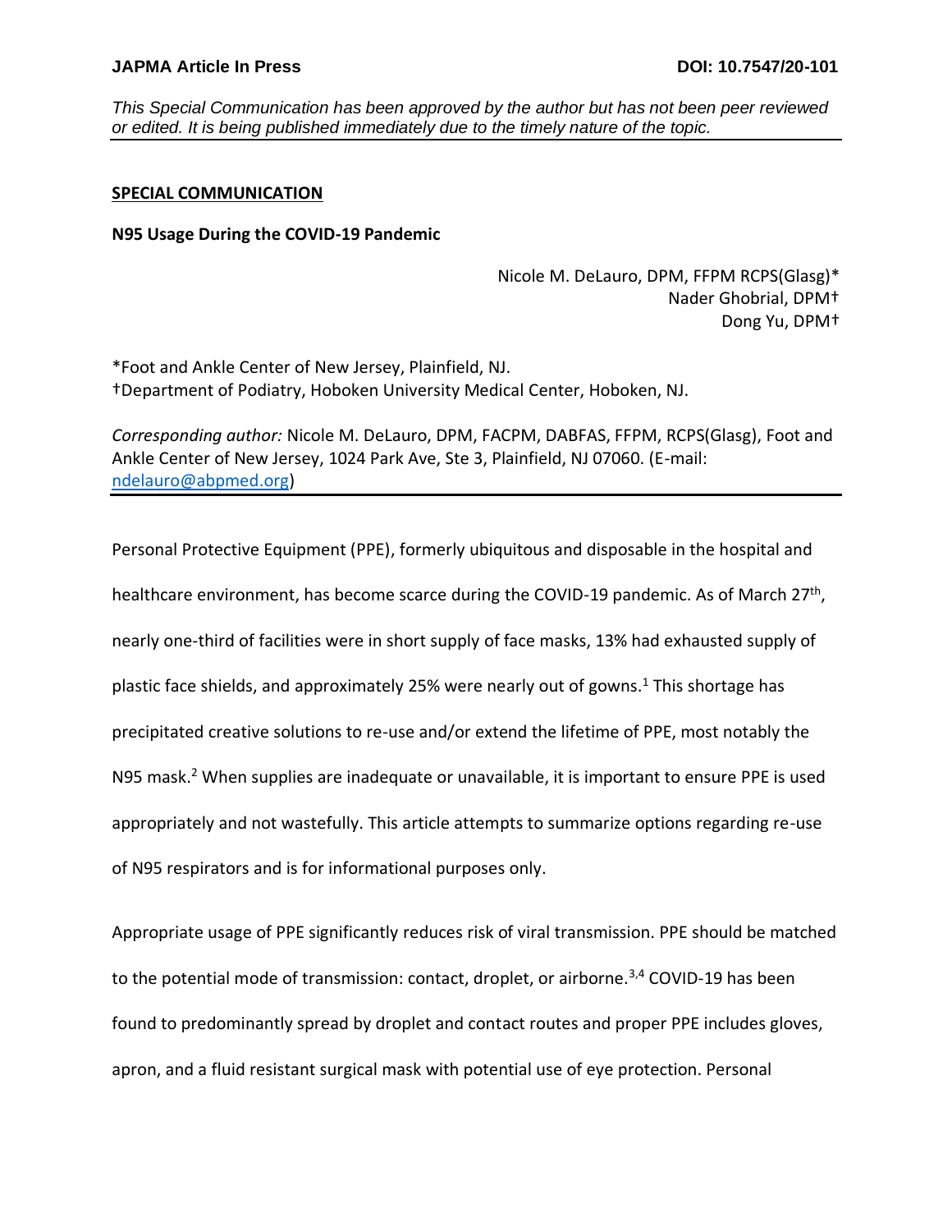*This Special Communication has been approved by the author but has not been peer reviewed or edited. It is being published immediately due to the timely nature of the topic.*

**SPECIAL COMMUNICATION**

**N95 Usage During the COVID-19 Pandemic**

Nicole M. DeLauro, DPM, FFPM RCPS(Glasg)*
Nader Ghobrial, DPM†
Dong Yu, DPM†

*Foot and Ankle Center of New Jersey, Plainfield, NJ.
†Department of Podiatry, Hoboken University Medical Center, Hoboken, NJ.

*Corresponding author:* Nicole M. DeLauro, DPM, FACPM, DABFAS, FFPM, RCPS(Glasg), Foot and Ankle Center of New Jersey, 1024 Park Ave, Ste 3, Plainfield, NJ 07060. (E-mail: ndelauro@abpmed.org)

Personal Protective Equipment (PPE), formerly ubiquitous and disposable in the hospital and healthcare environment, has become scarce during the COVID-19 pandemic. As of March 27th, nearly one-third of facilities were in short supply of face masks, 13% had exhausted supply of plastic face shields, and approximately 25% were nearly out of gowns.[1] This shortage has precipitated creative solutions to re-use and/or extend the lifetime of PPE, most notably the N95 mask.[2] When supplies are inadequate or unavailable, it is important to ensure PPE is used appropriately and not wastefully. This article attempts to summarize options regarding re-use of N95 respirators and is for informational purposes only.

Appropriate usage of PPE significantly reduces risk of viral transmission. PPE should be matched to the potential mode of transmission: contact, droplet, or airborne.[3,4] COVID-19 has been found to predominantly spread by droplet and contact routes and proper PPE includes gloves, apron, and a fluid resistant surgical mask with potential use of eye protection. Personal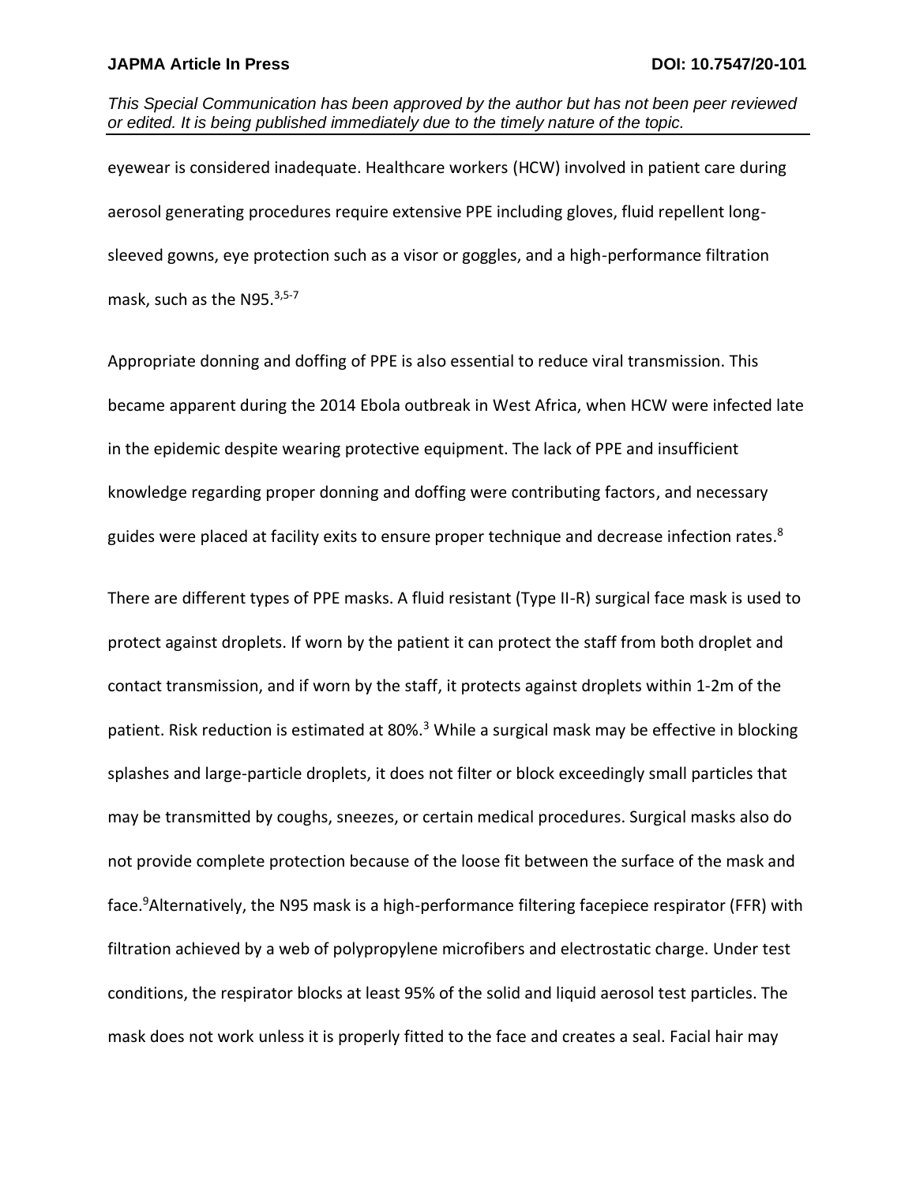eyewear is considered inadequate. Healthcare workers (HCW) involved in patient care during aerosol generating procedures require extensive PPE including gloves, fluid repellent long-sleeved gowns, eye protection such as a visor or goggles, and a high-performance filtration mask, such as the N95.[3,5-7]

Appropriate donning and doffing of PPE is also essential to reduce viral transmission. This became apparent during the 2014 Ebola outbreak in West Africa, when HCW were infected late in the epidemic despite wearing protective equipment. The lack of PPE and insufficient knowledge regarding proper donning and doffing were contributing factors, and necessary guides were placed at facility exits to ensure proper technique and decrease infection rates.[8]

There are different types of PPE masks. A fluid resistant (Type II-R) surgical face mask is used to protect against droplets. If worn by the patient it can protect the staff from both droplet and contact transmission, and if worn by the staff, it protects against droplets within 1-2m of the patient. Risk reduction is estimated at 80%.[3] While a surgical mask may be effective in blocking splashes and large-particle droplets, it does not filter or block exceedingly small particles that may be transmitted by coughs, sneezes, or certain medical procedures. Surgical masks also do not provide complete protection because of the loose fit between the surface of the mask and face.[9]Alternatively, the N95 mask is a high-performance filtering facepiece respirator (FFR) with filtration achieved by a web of polypropylene microfibers and electrostatic charge. Under test conditions, the respirator blocks at least 95% of the solid and liquid aerosol test particles. The mask does not work unless it is properly fitted to the face and creates a seal. Facial hair may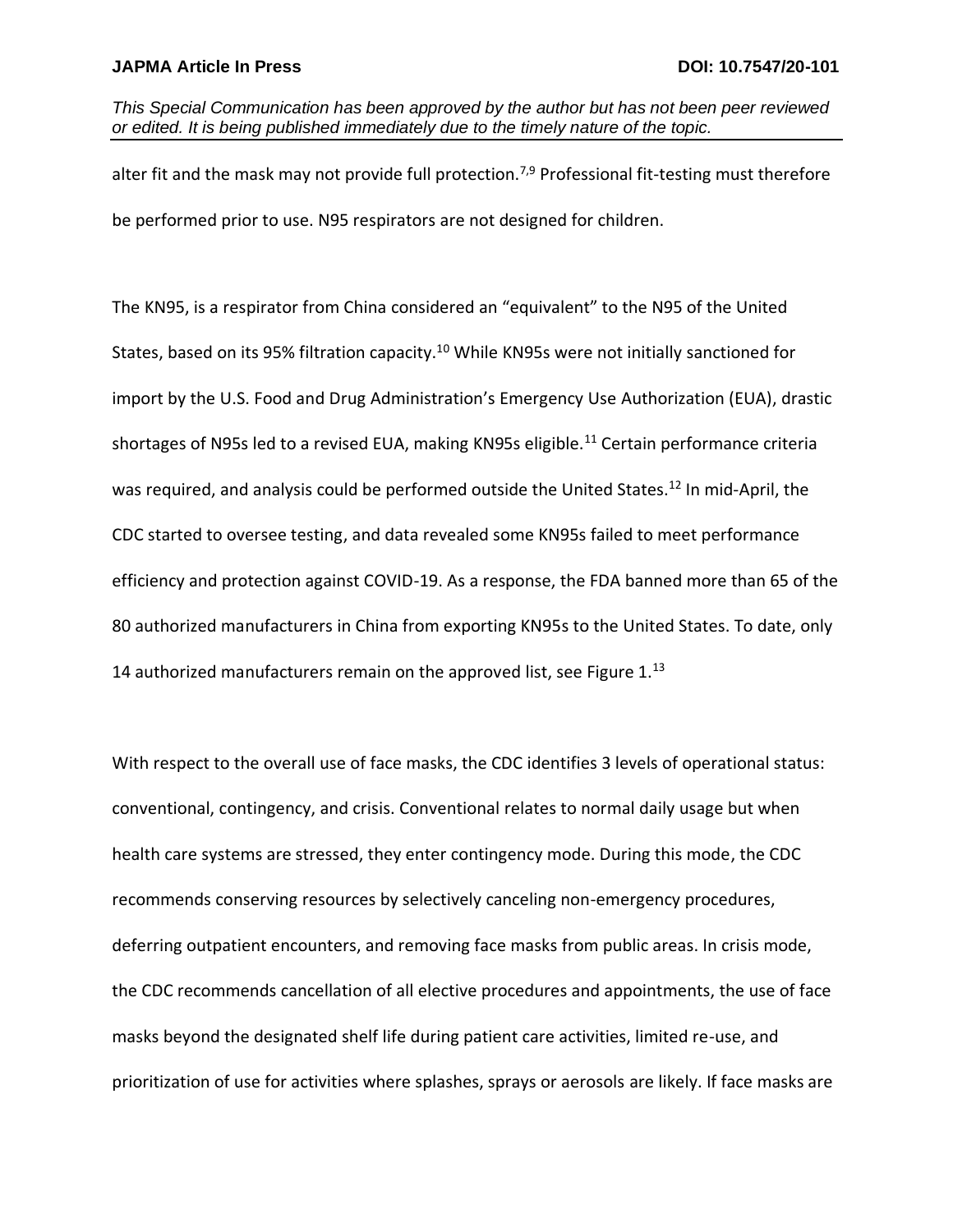alter fit and the mask may not provide full protection.[7,9] Professional fit-testing must therefore be performed prior to use. N95 respirators are not designed for children.

The KN95, is a respirator from China considered an "equivalent" to the N95 of the United States, based on its 95% filtration capacity.[10] While KN95s were not initially sanctioned for import by the U.S. Food and Drug Administration's Emergency Use Authorization (EUA), drastic shortages of N95s led to a revised EUA, making KN95s eligible.[11] Certain performance criteria was required, and analysis could be performed outside the United States.[12] In mid-April, the CDC started to oversee testing, and data revealed some KN95s failed to meet performance efficiency and protection against COVID-19. As a response, the FDA banned more than 65 of the 80 authorized manufacturers in China from exporting KN95s to the United States. To date, only 14 authorized manufacturers remain on the approved list, see Figure 1.[13]

With respect to the overall use of face masks, the CDC identifies 3 levels of operational status: conventional, contingency, and crisis. Conventional relates to normal daily usage but when health care systems are stressed, they enter contingency mode. During this mode, the CDC recommends conserving resources by selectively canceling non-emergency procedures, deferring outpatient encounters, and removing face masks from public areas. In crisis mode, the CDC recommends cancellation of all elective procedures and appointments, the use of face masks beyond the designated shelf life during patient care activities, limited re-use, and prioritization of use for activities where splashes, sprays or aerosols are likely. If face masks are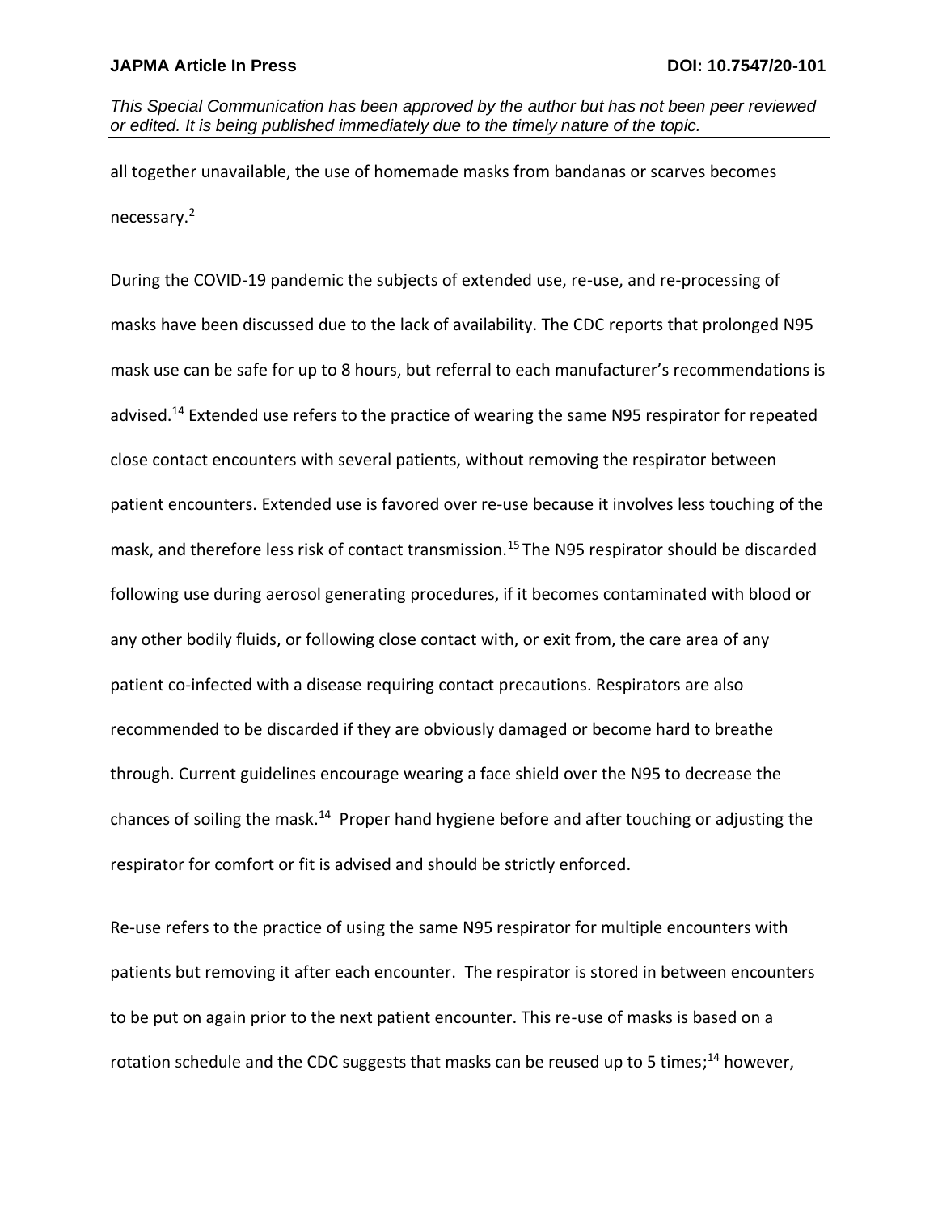all together unavailable, the use of homemade masks from bandanas or scarves becomes necessary.[2]

During the COVID-19 pandemic the subjects of extended use, re-use, and re-processing of masks have been discussed due to the lack of availability. The CDC reports that prolonged N95 mask use can be safe for up to 8 hours, but referral to each manufacturer's recommendations is advised.[14] Extended use refers to the practice of wearing the same N95 respirator for repeated close contact encounters with several patients, without removing the respirator between patient encounters. Extended use is favored over re-use because it involves less touching of the mask, and therefore less risk of contact transmission.[15] The N95 respirator should be discarded following use during aerosol generating procedures, if it becomes contaminated with blood or any other bodily fluids, or following close contact with, or exit from, the care area of any patient co-infected with a disease requiring contact precautions. Respirators are also recommended to be discarded if they are obviously damaged or become hard to breathe through. Current guidelines encourage wearing a face shield over the N95 to decrease the chances of soiling the mask.[14] Proper hand hygiene before and after touching or adjusting the respirator for comfort or fit is advised and should be strictly enforced.

Re-use refers to the practice of using the same N95 respirator for multiple encounters with patients but removing it after each encounter. The respirator is stored in between encounters to be put on again prior to the next patient encounter. This re-use of masks is based on a rotation schedule and the CDC suggests that masks can be reused up to 5 times;[14] however,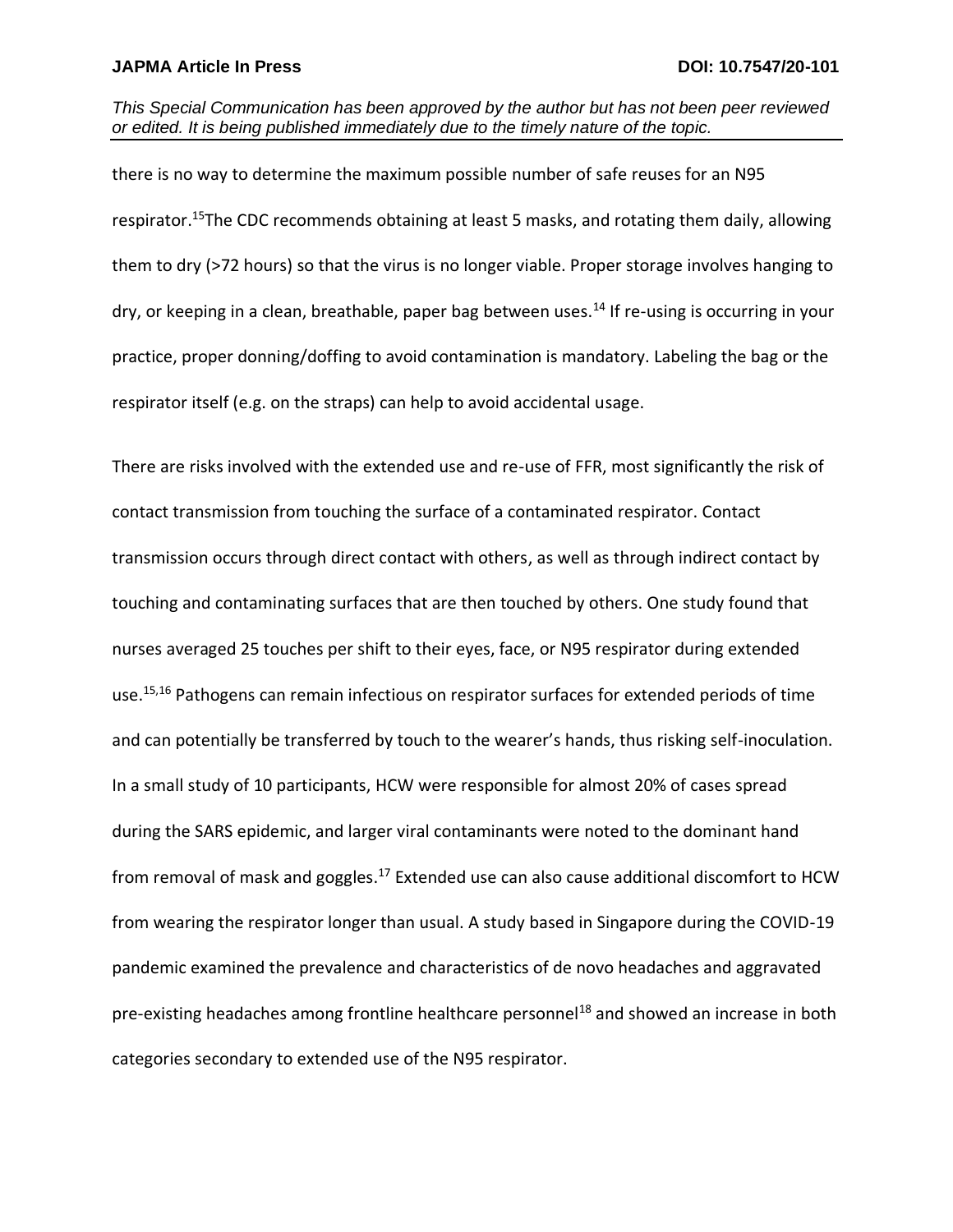there is no way to determine the maximum possible number of safe reuses for an N95 respirator.[15]The CDC recommends obtaining at least 5 masks, and rotating them daily, allowing them to dry (>72 hours) so that the virus is no longer viable. Proper storage involves hanging to dry, or keeping in a clean, breathable, paper bag between uses.[14] If re-using is occurring in your practice, proper donning/doffing to avoid contamination is mandatory. Labeling the bag or the respirator itself (e.g. on the straps) can help to avoid accidental usage.

There are risks involved with the extended use and re-use of FFR, most significantly the risk of contact transmission from touching the surface of a contaminated respirator. Contact transmission occurs through direct contact with others, as well as through indirect contact by touching and contaminating surfaces that are then touched by others. One study found that nurses averaged 25 touches per shift to their eyes, face, or N95 respirator during extended use.[15,16] Pathogens can remain infectious on respirator surfaces for extended periods of time and can potentially be transferred by touch to the wearer's hands, thus risking self-inoculation. In a small study of 10 participants, HCW were responsible for almost 20% of cases spread during the SARS epidemic, and larger viral contaminants were noted to the dominant hand from removal of mask and goggles.[17] Extended use can also cause additional discomfort to HCW from wearing the respirator longer than usual. A study based in Singapore during the COVID-19 pandemic examined the prevalence and characteristics of de novo headaches and aggravated pre-existing headaches among frontline healthcare personnel[18] and showed an increase in both categories secondary to extended use of the N95 respirator.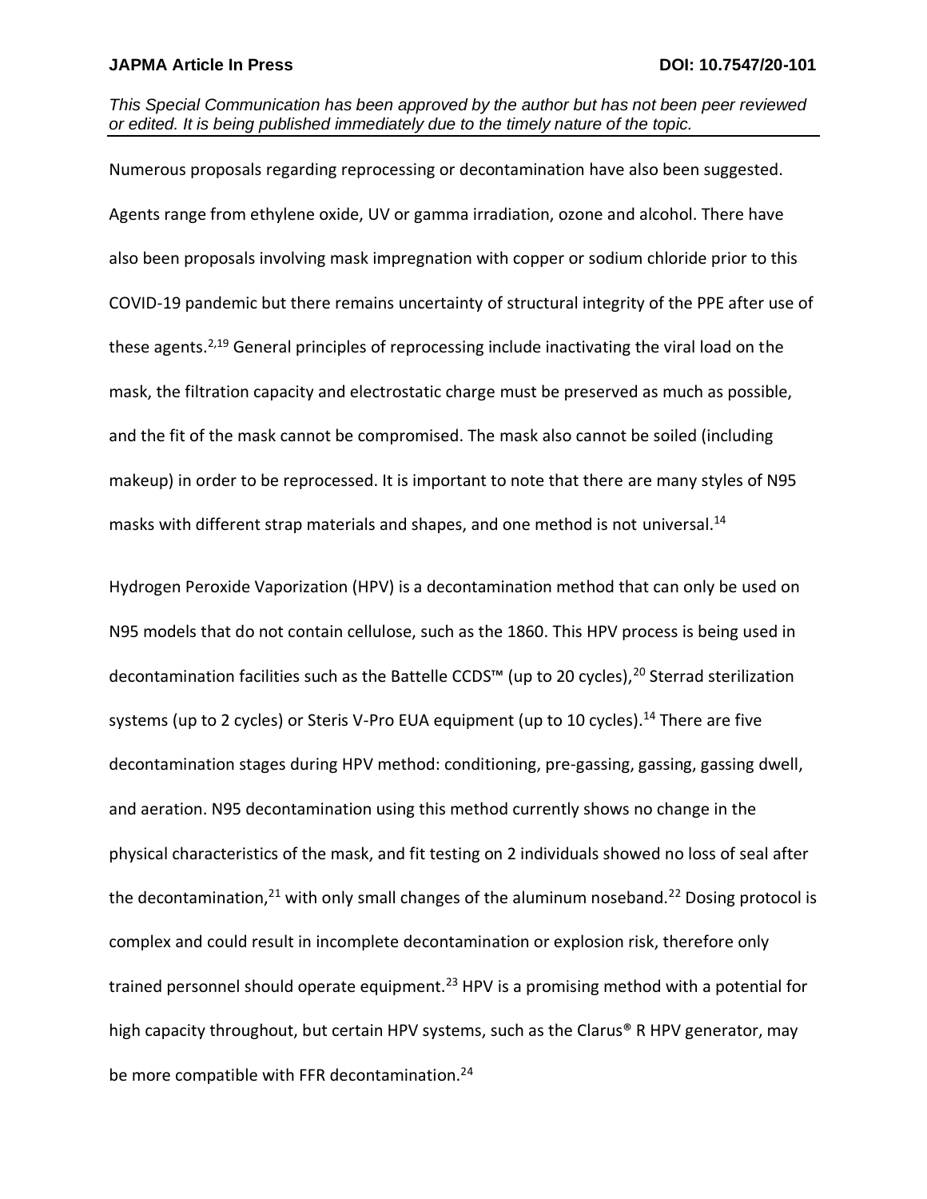Numerous proposals regarding reprocessing or decontamination have also been suggested. Agents range from ethylene oxide, UV or gamma irradiation, ozone and alcohol. There have also been proposals involving mask impregnation with copper or sodium chloride prior to this COVID-19 pandemic but there remains uncertainty of structural integrity of the PPE after use of these agents.[2,19] General principles of reprocessing include inactivating the viral load on the mask, the filtration capacity and electrostatic charge must be preserved as much as possible, and the fit of the mask cannot be compromised. The mask also cannot be soiled (including makeup) in order to be reprocessed. It is important to note that there are many styles of N95 masks with different strap materials and shapes, and one method is not universal.[14]

Hydrogen Peroxide Vaporization (HPV) is a decontamination method that can only be used on N95 models that do not contain cellulose, such as the 1860. This HPV process is being used in decontamination facilities such as the Battelle CCDS™ (up to 20 cycles),[20] Sterrad sterilization systems (up to 2 cycles) or Steris V-Pro EUA equipment (up to 10 cycles).[14] There are five decontamination stages during HPV method: conditioning, pre-gassing, gassing, gassing dwell, and aeration. N95 decontamination using this method currently shows no change in the physical characteristics of the mask, and fit testing on 2 individuals showed no loss of seal after the decontamination,[21] with only small changes of the aluminum noseband.[22] Dosing protocol is complex and could result in incomplete decontamination or explosion risk, therefore only trained personnel should operate equipment.[23] HPV is a promising method with a potential for high capacity throughout, but certain HPV systems, such as the Clarus® R HPV generator, may be more compatible with FFR decontamination.[24]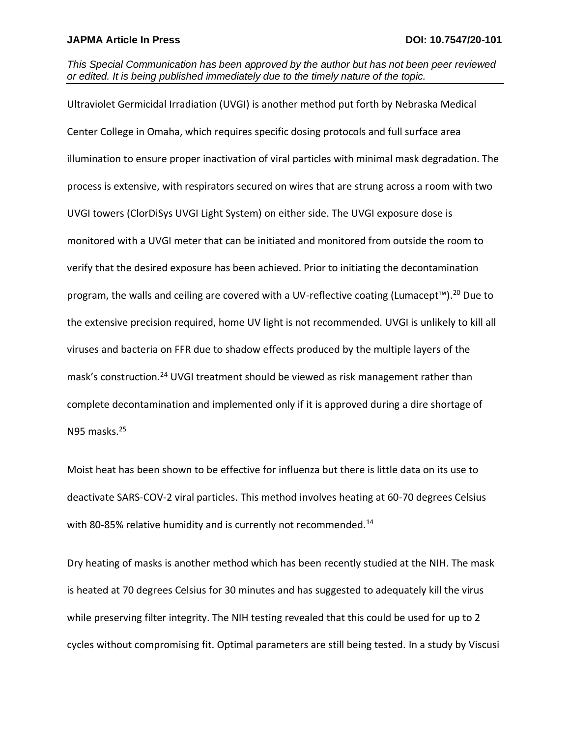Ultraviolet Germicidal Irradiation (UVGI) is another method put forth by Nebraska Medical Center College in Omaha, which requires specific dosing protocols and full surface area illumination to ensure proper inactivation of viral particles with minimal mask degradation. The process is extensive, with respirators secured on wires that are strung across a room with two UVGI towers (ClorDiSys UVGI Light System) on either side. The UVGI exposure dose is monitored with a UVGI meter that can be initiated and monitored from outside the room to verify that the desired exposure has been achieved. Prior to initiating the decontamination program, the walls and ceiling are covered with a UV-reflective coating (Lumacept™).[20] Due to the extensive precision required, home UV light is not recommended. UVGI is unlikely to kill all viruses and bacteria on FFR due to shadow effects produced by the multiple layers of the mask's construction.[24] UVGI treatment should be viewed as risk management rather than complete decontamination and implemented only if it is approved during a dire shortage of N95 masks.[25]

Moist heat has been shown to be effective for influenza but there is little data on its use to deactivate SARS-COV-2 viral particles. This method involves heating at 60-70 degrees Celsius with 80-85% relative humidity and is currently not recommended.[14]

Dry heating of masks is another method which has been recently studied at the NIH. The mask is heated at 70 degrees Celsius for 30 minutes and has suggested to adequately kill the virus while preserving filter integrity. The NIH testing revealed that this could be used for up to 2 cycles without compromising fit. Optimal parameters are still being tested. In a study by Viscusi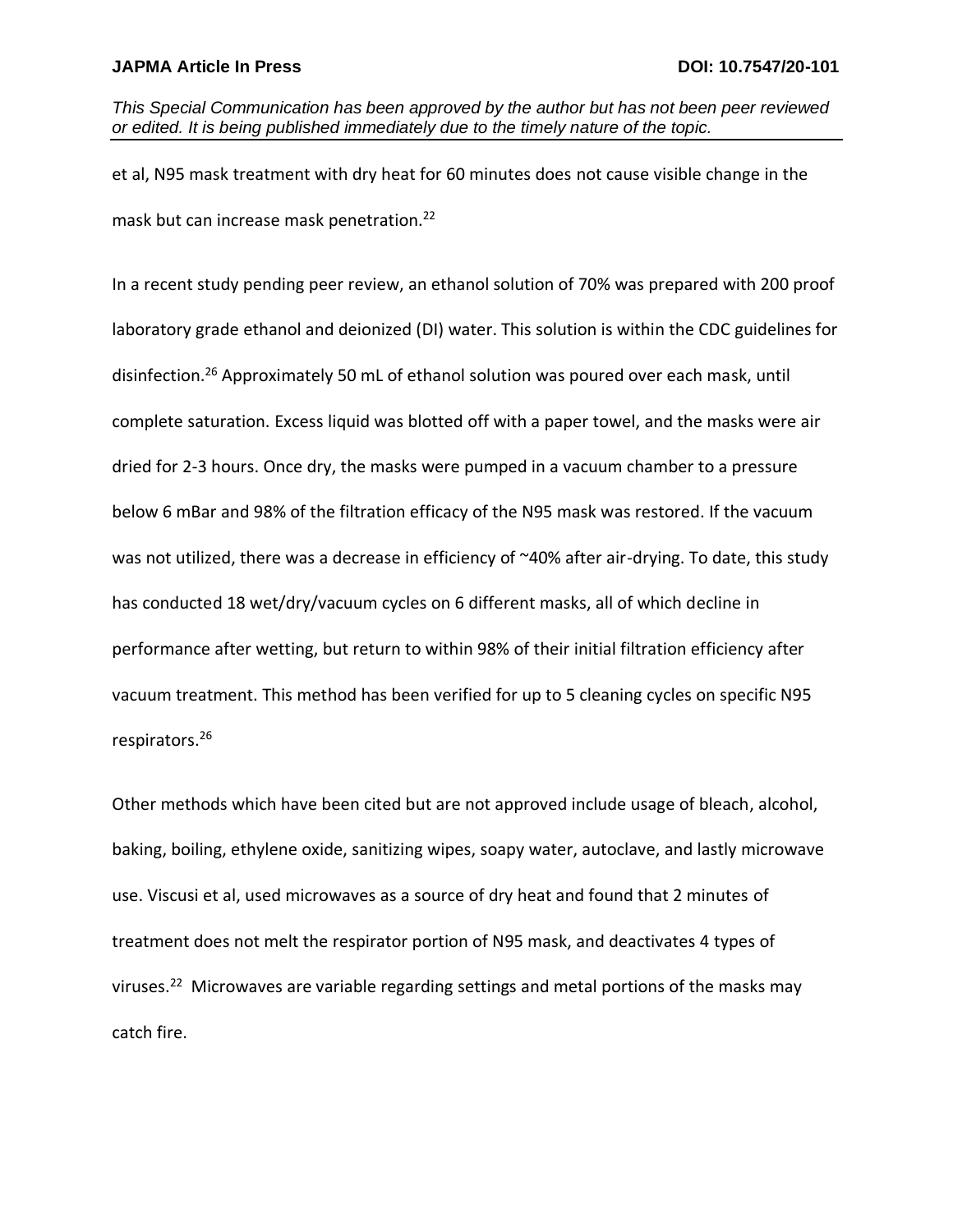et al, N95 mask treatment with dry heat for 60 minutes does not cause visible change in the mask but can increase mask penetration.[22]

In a recent study pending peer review, an ethanol solution of 70% was prepared with 200 proof laboratory grade ethanol and deionized (DI) water. This solution is within the CDC guidelines for disinfection.[26] Approximately 50 mL of ethanol solution was poured over each mask, until complete saturation. Excess liquid was blotted off with a paper towel, and the masks were air dried for 2-3 hours. Once dry, the masks were pumped in a vacuum chamber to a pressure below 6 mBar and 98% of the filtration efficacy of the N95 mask was restored. If the vacuum was not utilized, there was a decrease in efficiency of ~40% after air-drying. To date, this study has conducted 18 wet/dry/vacuum cycles on 6 different masks, all of which decline in performance after wetting, but return to within 98% of their initial filtration efficiency after vacuum treatment. This method has been verified for up to 5 cleaning cycles on specific N95 respirators.[26]

Other methods which have been cited but are not approved include usage of bleach, alcohol, baking, boiling, ethylene oxide, sanitizing wipes, soapy water, autoclave, and lastly microwave use. Viscusi et al, used microwaves as a source of dry heat and found that 2 minutes of treatment does not melt the respirator portion of N95 mask, and deactivates 4 types of viruses.[22] Microwaves are variable regarding settings and metal portions of the masks may catch fire.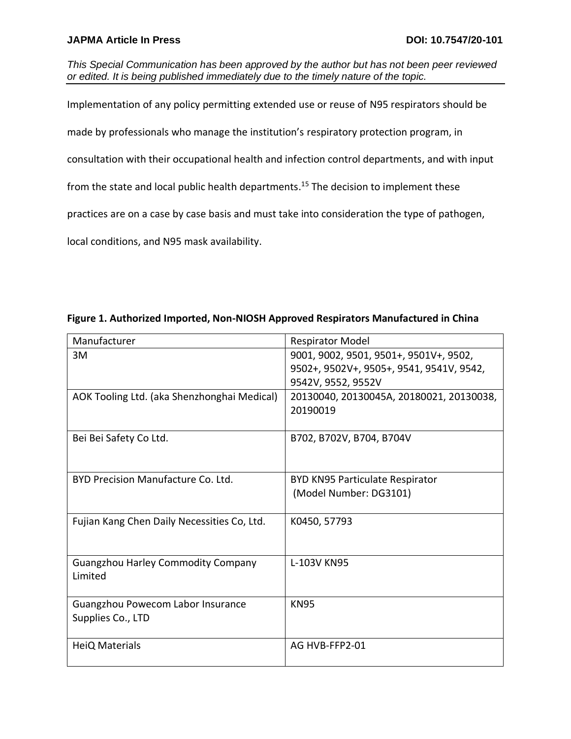Implementation of any policy permitting extended use or reuse of N95 respirators should be made by professionals who manage the institution's respiratory protection program, in consultation with their occupational health and infection control departments, and with input from the state and local public health departments.[15] The decision to implement these practices are on a case by case basis and must take into consideration the type of pathogen, local conditions, and N95 mask availability.

**Figure 1. Authorized Imported, Non-NIOSH Approved Respirators Manufactured in China**

| Manufacturer | Respirator Model |
|---|---|
| 3M | 9001, 9002, 9501, 9501+, 9501V+, 9502, 9502+, 9502V+, 9505+, 9541, 9541V, 9542, 9542V, 9552, 9552V |
| AOK Tooling Ltd. (aka Shenzhonghai Medical) | 20130040, 20130045A, 20180021, 20130038, 20190019 |
| Bei Bei Safety Co Ltd. | B702, B702V, B704, B704V |
| BYD Precision Manufacture Co. Ltd. | BYD KN95 Particulate Respirator (Model Number: DG3101) |
| Fujian Kang Chen Daily Necessities Co, Ltd. | K0450, 57793 |
| Guangzhou Harley Commodity Company Limited | L-103V KN95 |
| Guangzhou Powecom Labor Insurance Supplies Co., LTD | KN95 |
| HeiQ Materials | AG HVB-FFP2-01 |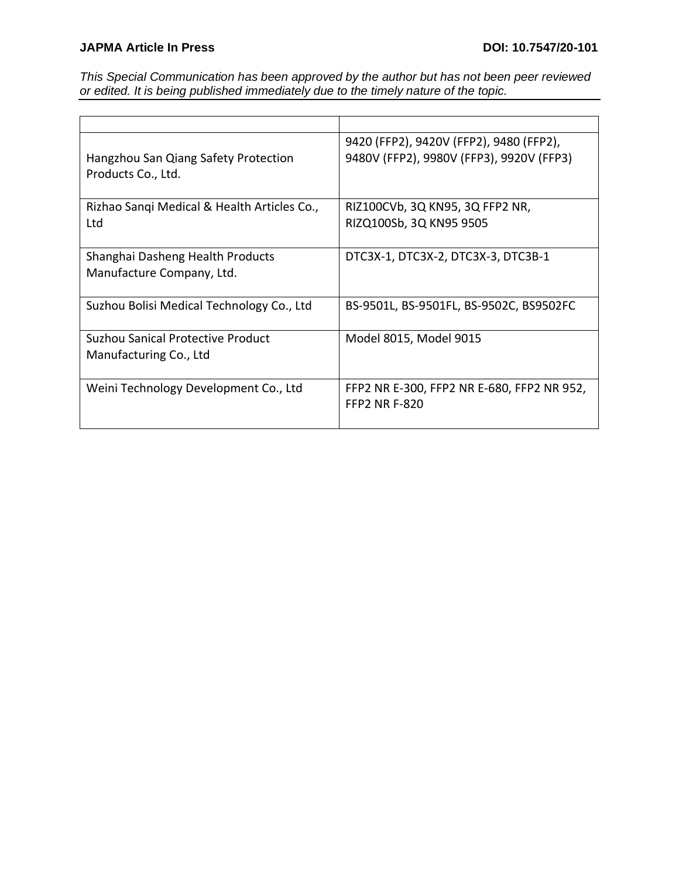*This Special Communication has been approved by the author but has not been peer reviewed or edited. It is being published immediately due to the timely nature of the topic.*

| | |
|---|---|
| Hangzhou San Qiang Safety Protection Products Co., Ltd. | 9420 (FFP2), 9420V (FFP2), 9480 (FFP2), 9480V (FFP2), 9980V (FFP3), 9920V (FFP3) |
| Rizhao Sanqi Medical & Health Articles Co., Ltd | RIZ100CVb, 3Q KN95, 3Q FFP2 NR, RIZQ100Sb, 3Q KN95 9505 |
| Shanghai Dasheng Health Products Manufacture Company, Ltd. | DTC3X-1, DTC3X-2, DTC3X-3, DTC3B-1 |
| Suzhou Bolisi Medical Technology Co., Ltd | BS-9501L, BS-9501FL, BS-9502C, BS9502FC |
| Suzhou Sanical Protective Product Manufacturing Co., Ltd | Model 8015, Model 9015 |
| Weini Technology Development Co., Ltd | FFP2 NR E-300, FFP2 NR E-680, FFP2 NR 952, FFP2 NR F-820 |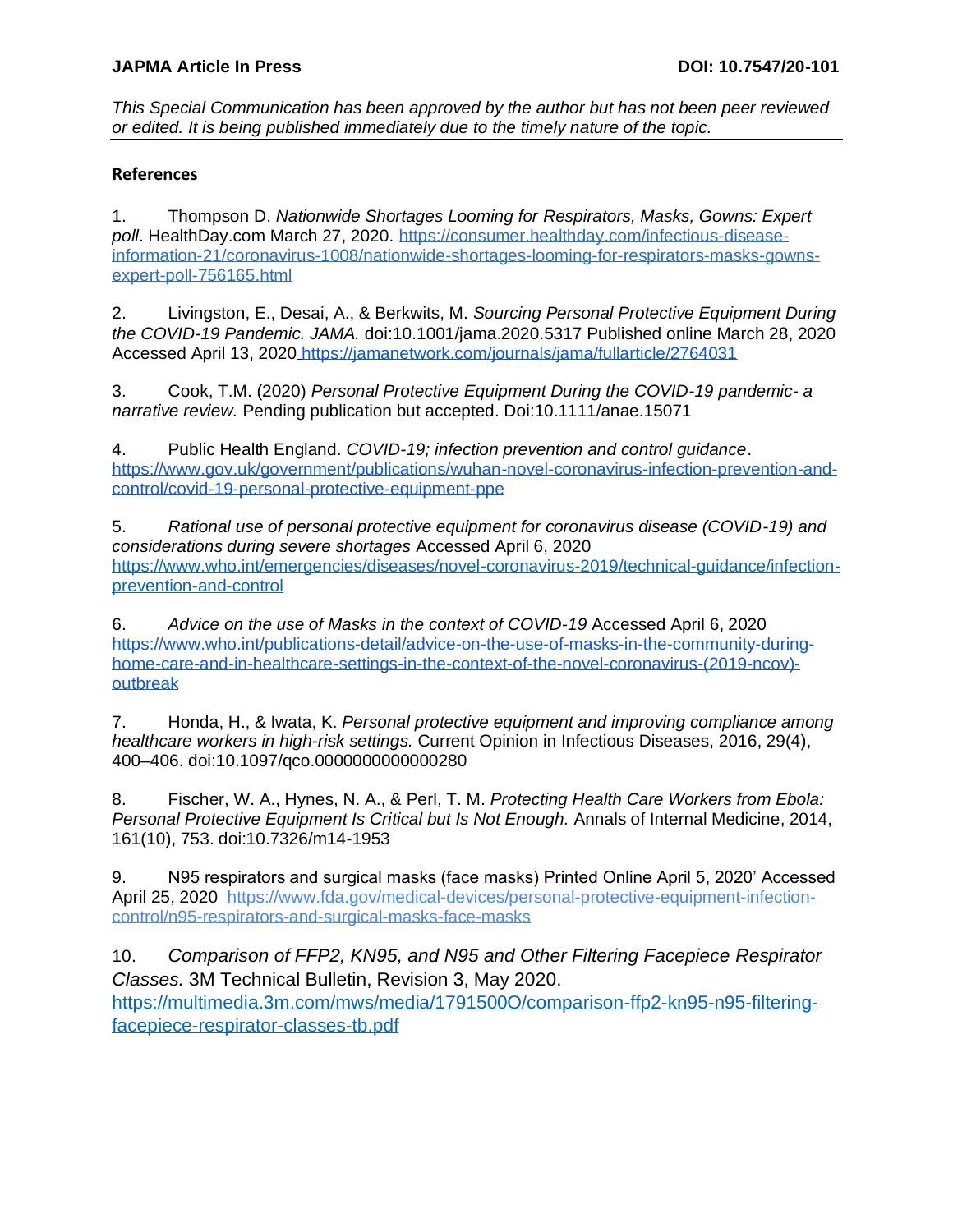*This Special Communication has been approved by the author but has not been peer reviewed or edited. It is being published immediately due to the timely nature of the topic.*

## References

1. Thompson D. *Nationwide Shortages Looming for Respirators, Masks, Gowns: Expert poll*. HealthDay.com March 27, 2020. https://consumer.healthday.com/infectious-disease-information-21/coronavirus-1008/nationwide-shortages-looming-for-respirators-masks-gowns-expert-poll-756165.html

2. Livingston, E., Desai, A., & Berkwits, M. *Sourcing Personal Protective Equipment During the COVID-19 Pandemic. JAMA.* doi:10.1001/jama.2020.5317 Published online March 28, 2020 Accessed April 13, 2020 https://jamanetwork.com/journals/jama/fullarticle/2764031

3. Cook, T.M. (2020) *Personal Protective Equipment During the COVID-19 pandemic- a narrative review.* Pending publication but accepted. Doi:10.1111/anae.15071

4. Public Health England. *COVID-19; infection prevention and control guidance*. https://www.gov.uk/government/publications/wuhan-novel-coronavirus-infection-prevention-and-control/covid-19-personal-protective-equipment-ppe

5. *Rational use of personal protective equipment for coronavirus disease (COVID-19) and considerations during severe shortages* Accessed April 6, 2020 https://www.who.int/emergencies/diseases/novel-coronavirus-2019/technical-guidance/infection-prevention-and-control

6. *Advice on the use of Masks in the context of COVID-19* Accessed April 6, 2020 https://www.who.int/publications-detail/advice-on-the-use-of-masks-in-the-community-during-home-care-and-in-healthcare-settings-in-the-context-of-the-novel-coronavirus-(2019-ncov)-outbreak

7. Honda, H., & Iwata, K. *Personal protective equipment and improving compliance among healthcare workers in high-risk settings.* Current Opinion in Infectious Diseases, 2016, 29(4), 400–406. doi:10.1097/qco.0000000000000280

8. Fischer, W. A., Hynes, N. A., & Perl, T. M. *Protecting Health Care Workers from Ebola: Personal Protective Equipment Is Critical but Is Not Enough.* Annals of Internal Medicine, 2014, 161(10), 753. doi:10.7326/m14-1953

9. N95 respirators and surgical masks (face masks) Printed Online April 5, 2020' Accessed April 25, 2020 https://www.fda.gov/medical-devices/personal-protective-equipment-infection-control/n95-respirators-and-surgical-masks-face-masks

10. *Comparison of FFP2, KN95, and N95 and Other Filtering Facepiece Respirator Classes.* 3M Technical Bulletin, Revision 3, May 2020. https://multimedia.3m.com/mws/media/1791500O/comparison-ffp2-kn95-n95-filtering-facepiece-respirator-classes-tb.pdf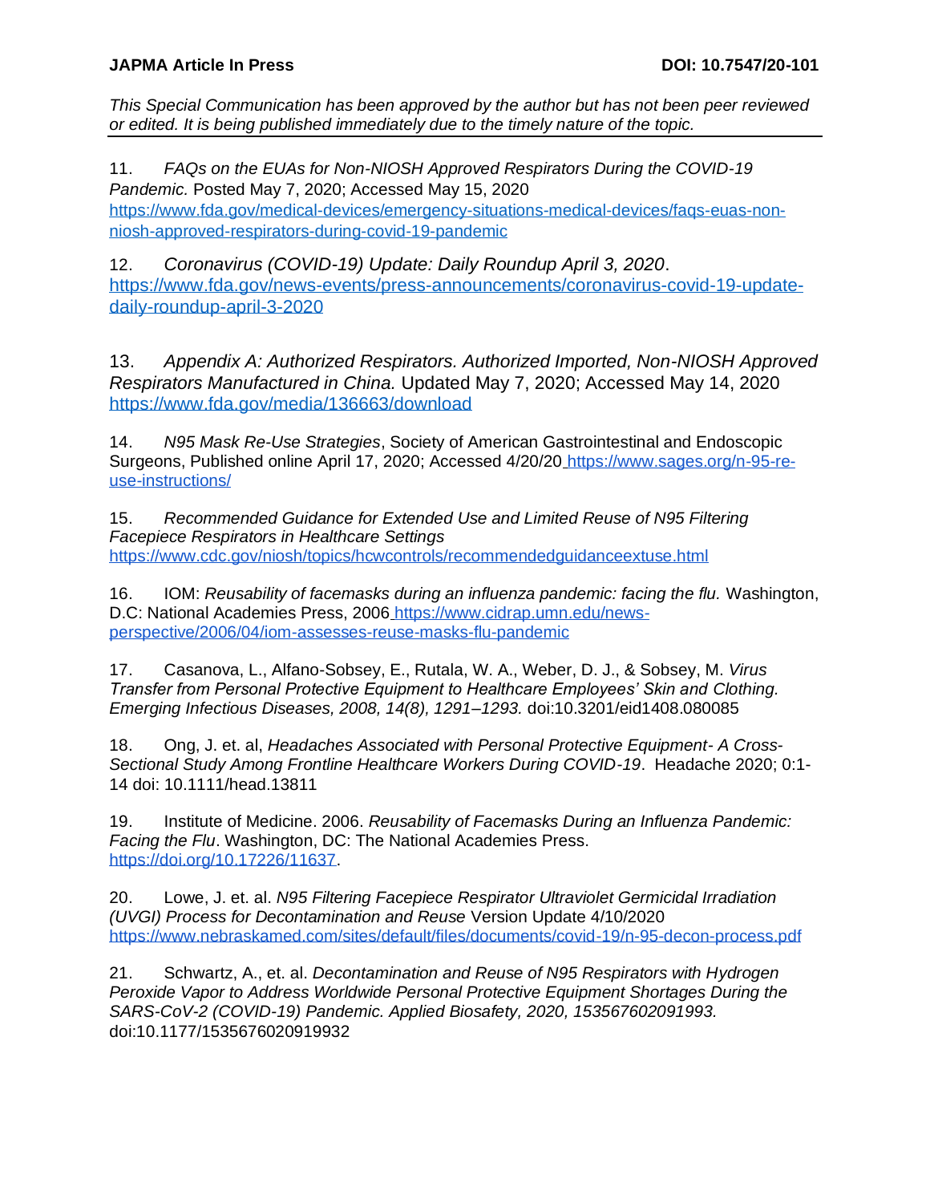11. *FAQs on the EUAs for Non-NIOSH Approved Respirators During the COVID-19 Pandemic.* Posted May 7, 2020; Accessed May 15, 2020 https://www.fda.gov/medical-devices/emergency-situations-medical-devices/faqs-euas-non-niosh-approved-respirators-during-covid-19-pandemic

12. *Coronavirus (COVID-19) Update: Daily Roundup April 3, 2020*. https://www.fda.gov/news-events/press-announcements/coronavirus-covid-19-update-daily-roundup-april-3-2020

13. *Appendix A: Authorized Respirators. Authorized Imported, Non-NIOSH Approved Respirators Manufactured in China.* Updated May 7, 2020; Accessed May 14, 2020 https://www.fda.gov/media/136663/download

14. *N95 Mask Re-Use Strategies*, Society of American Gastrointestinal and Endoscopic Surgeons, Published online April 17, 2020; Accessed 4/20/20 https://www.sages.org/n-95-re-use-instructions/

15. *Recommended Guidance for Extended Use and Limited Reuse of N95 Filtering Facepiece Respirators in Healthcare Settings* https://www.cdc.gov/niosh/topics/hcwcontrols/recommendedguidanceextuse.html

16. IOM: *Reusability of facemasks during an influenza pandemic: facing the flu.* Washington, D.C: National Academies Press, 2006 https://www.cidrap.umn.edu/news-perspective/2006/04/iom-assesses-reuse-masks-flu-pandemic

17. Casanova, L., Alfano-Sobsey, E., Rutala, W. A., Weber, D. J., & Sobsey, M. *Virus Transfer from Personal Protective Equipment to Healthcare Employees' Skin and Clothing. Emerging Infectious Diseases, 2008, 14(8), 1291–1293.* doi:10.3201/eid1408.080085

18. Ong, J. et. al, *Headaches Associated with Personal Protective Equipment- A Cross-Sectional Study Among Frontline Healthcare Workers During COVID-19*. Headache 2020; 0:1-14 doi: 10.1111/head.13811

19. Institute of Medicine. 2006. *Reusability of Facemasks During an Influenza Pandemic: Facing the Flu*. Washington, DC: The National Academies Press. https://doi.org/10.17226/11637.

20. Lowe, J. et. al. *N95 Filtering Facepiece Respirator Ultraviolet Germicidal Irradiation (UVGI) Process for Decontamination and Reuse* Version Update 4/10/2020 https://www.nebraskamed.com/sites/default/files/documents/covid-19/n-95-decon-process.pdf

21. Schwartz, A., et. al. *Decontamination and Reuse of N95 Respirators with Hydrogen Peroxide Vapor to Address Worldwide Personal Protective Equipment Shortages During the SARS-CoV-2 (COVID-19) Pandemic. Applied Biosafety, 2020, 153567602091993.* doi:10.1177/1535676020919932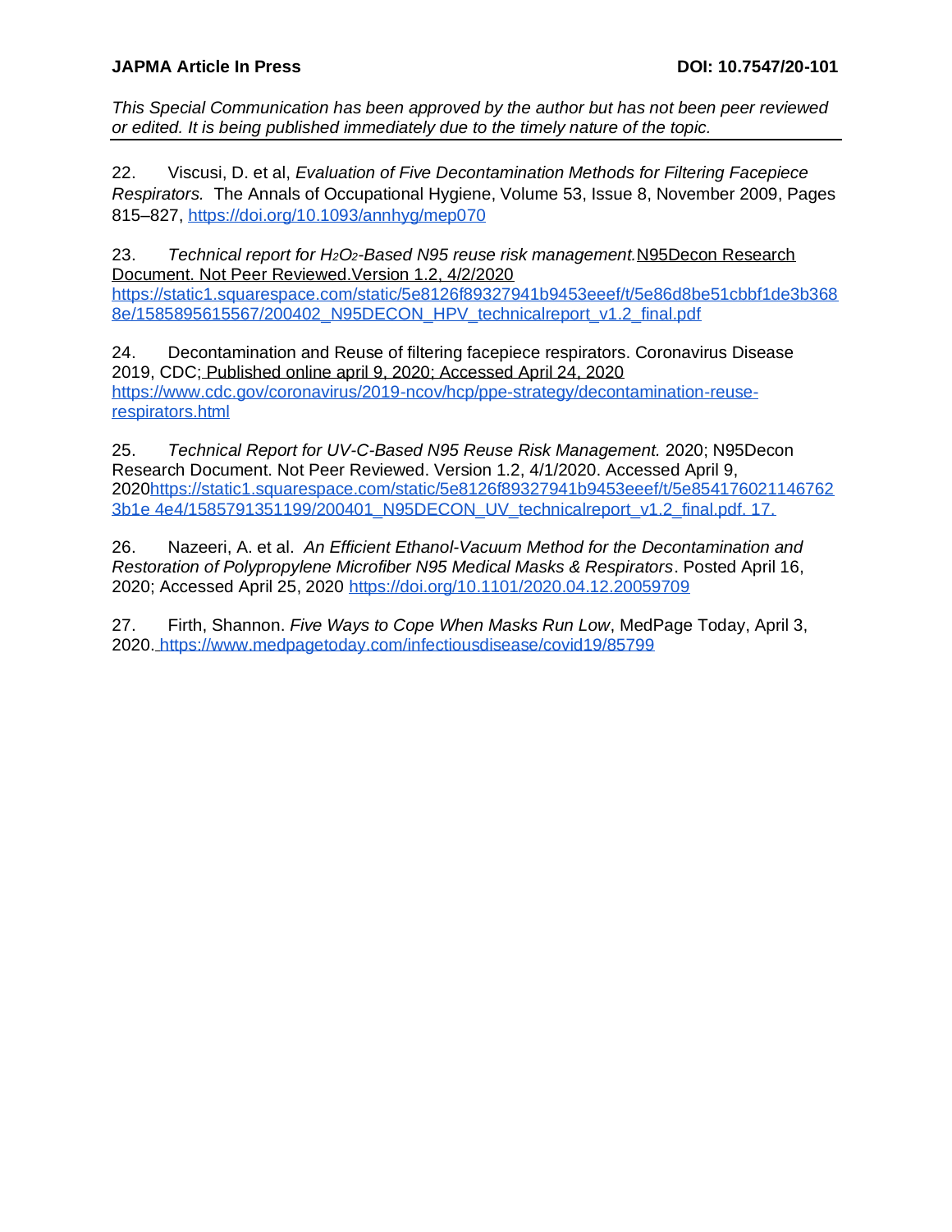22. Viscusi, D. et al, *Evaluation of Five Decontamination Methods for Filtering Facepiece Respirators.* The Annals of Occupational Hygiene, Volume 53, Issue 8, November 2009, Pages 815–827, https://doi.org/10.1093/annhyg/mep070

23. *Technical report for $H_2O_2$-Based N95 reuse risk management.* N95Decon Research Document. Not Peer Reviewed. Version 1.2, 4/2/2020 https://static1.squarespace.com/static/5e8126f89327941b9453eeef/t/5e86d8be51cbbf1de3b3688e/1585895615567/200402_N95DECON_HPV_technicalreport_v1.2_final.pdf

24. Decontamination and Reuse of filtering facepiece respirators. Coronavirus Disease 2019, CDC; Published online april 9, 2020; Accessed April 24, 2020 https://www.cdc.gov/coronavirus/2019-ncov/hcp/ppe-strategy/decontamination-reuse-respirators.html

25. *Technical Report for UV-C-Based N95 Reuse Risk Management.* 2020; N95Decon Research Document. Not Peer Reviewed. Version 1.2, 4/1/2020. Accessed April 9, 2020https://static1.squarespace.com/static/5e8126f89327941b9453eeef/t/5e8541760211467623b1e 4e4/1585791351199/200401_N95DECON_UV_technicalreport_v1.2_final.pdf. 17.

26. Nazeeri, A. et al. *An Efficient Ethanol-Vacuum Method for the Decontamination and Restoration of Polypropylene Microfiber N95 Medical Masks & Respirators*. Posted April 16, 2020; Accessed April 25, 2020 https://doi.org/10.1101/2020.04.12.20059709

27. Firth, Shannon. *Five Ways to Cope When Masks Run Low*, MedPage Today, April 3, 2020. https://www.medpagetoday.com/infectiousdisease/covid19/85799